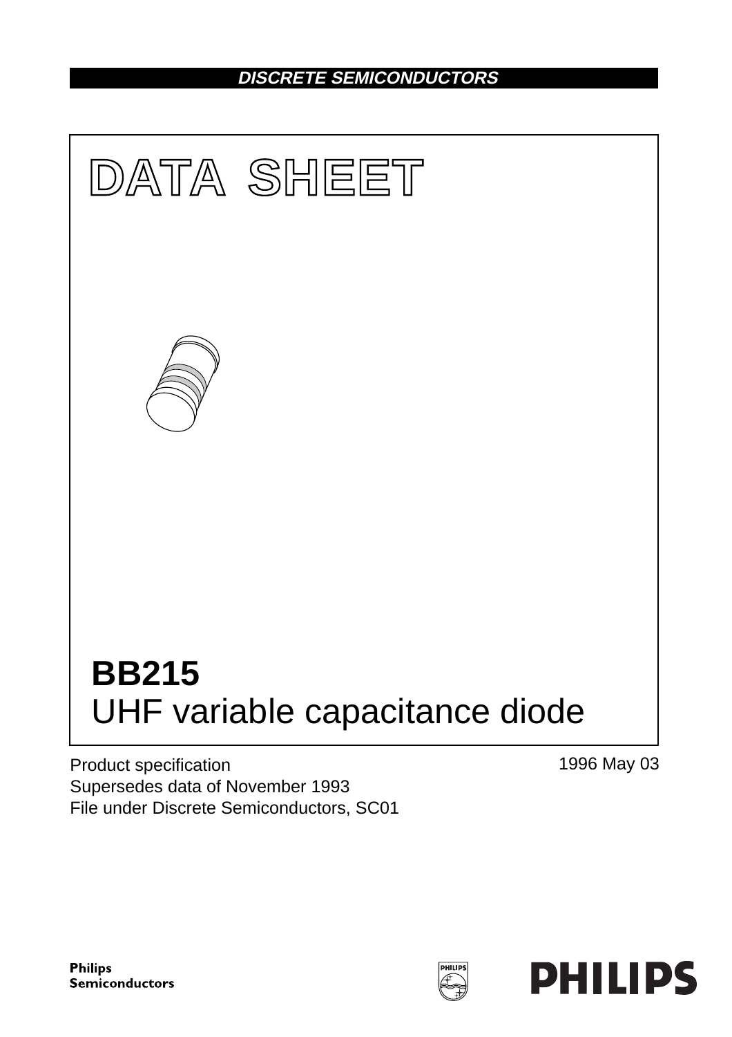DISCRETE SEMICONDUCTORS

# DATA SHEET

# BB215
## UHF variable capacitance diode

Product specification
Supersedes data of November 1993
File under Discrete Semiconductors, SC01

1996 May 03

Philips Semiconductors

PHILIPS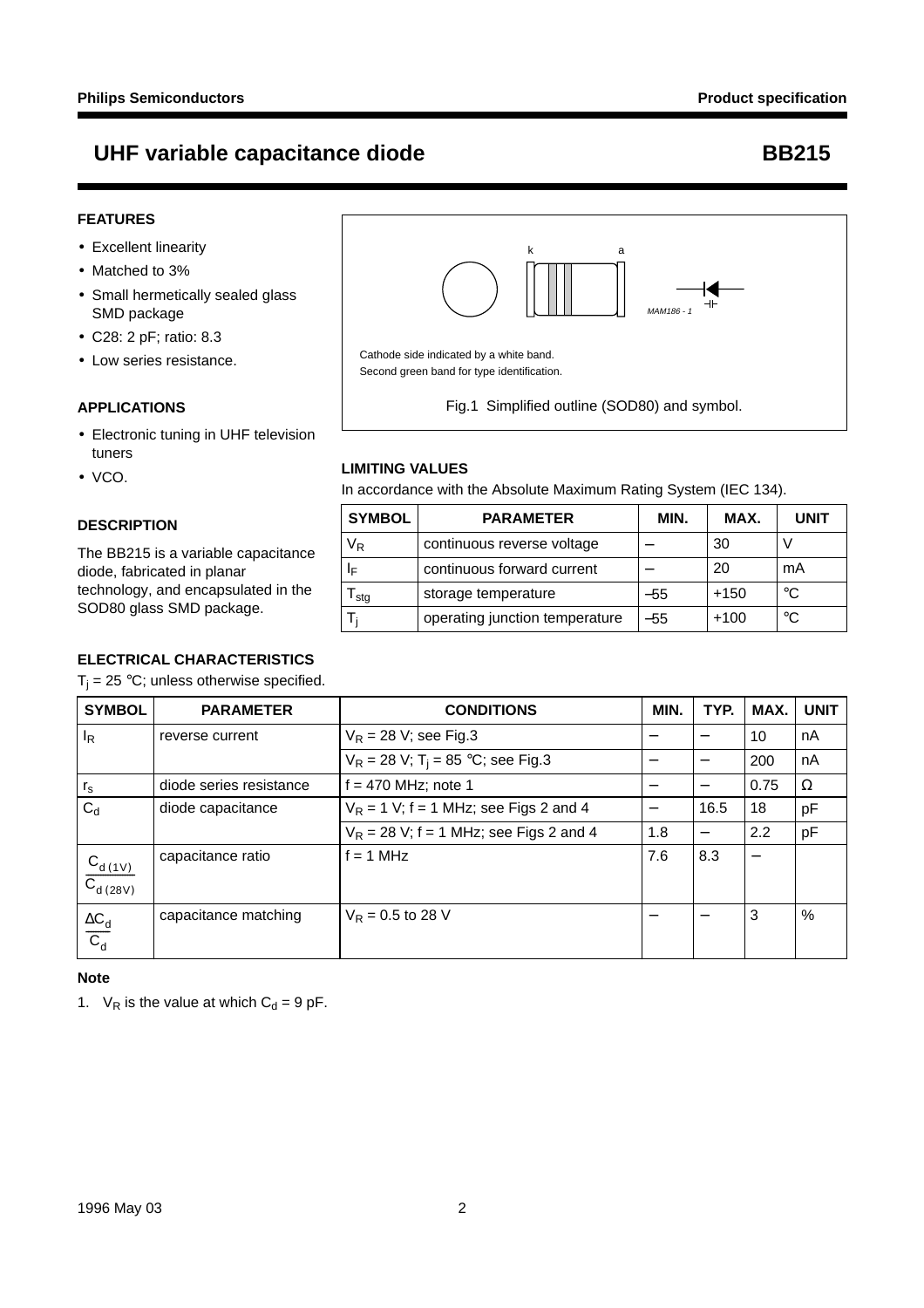# UHF variable capacitance diode — BB215

## FEATURES

- Excellent linearity
- Matched to 3%
- Small hermetically sealed glass SMD package
- C28: 2 pF; ratio: 8.3
- Low series resistance.

## APPLICATIONS

- Electronic tuning in UHF television tuners
- VCO.

## DESCRIPTION

The BB215 is a variable capacitance diode, fabricated in planar technology, and encapsulated in the SOD80 glass SMD package.

k a

MAM186 - 1

Cathode side indicated by a white band.
Second green band for type identification.

Fig.1 Simplified outline (SOD80) and symbol.

## LIMITING VALUES

In accordance with the Absolute Maximum Rating System (IEC 134).

| SYMBOL | PARAMETER | MIN. | MAX. | UNIT |
|---|---|---|---|---|
| $V_R$ | continuous reverse voltage | – | 30 | V |
| $I_F$ | continuous forward current | – | 20 | mA |
| $T_{stg}$ | storage temperature | –55 | +150 | °C |
| $T_j$ | operating junction temperature | –55 | +100 | °C |

## ELECTRICAL CHARACTERISTICS

$T_j$ = 25 °C; unless otherwise specified.

| SYMBOL | PARAMETER | CONDITIONS | MIN. | TYP. | MAX. | UNIT |
|---|---|---|---|---|---|---|
| $I_R$ | reverse current | $V_R$ = 28 V; see Fig.3 | – | – | 10 | nA |
| | | $V_R$ = 28 V; $T_j$ = 85 °C; see Fig.3 | – | – | 200 | nA |
| $r_s$ | diode series resistance | f = 470 MHz; note 1 | – | – | 0.75 | Ω |
| $C_d$ | diode capacitance | $V_R$ = 1 V; f = 1 MHz; see Figs 2 and 4 | – | 16.5 | 18 | pF |
| | | $V_R$ = 28 V; f = 1 MHz; see Figs 2 and 4 | 1.8 | – | 2.2 | pF |
| $\frac{C_{d\,(1V)}}{C_{d\,(28V)}}$ | capacitance ratio | f = 1 MHz | 7.6 | 8.3 | – | |
| $\frac{\Delta C_d}{C_d}$ | capacitance matching | $V_R$ = 0.5 to 28 V | – | – | 3 | % |

### Note

1. $V_R$ is the value at which $C_d$ = 9 pF.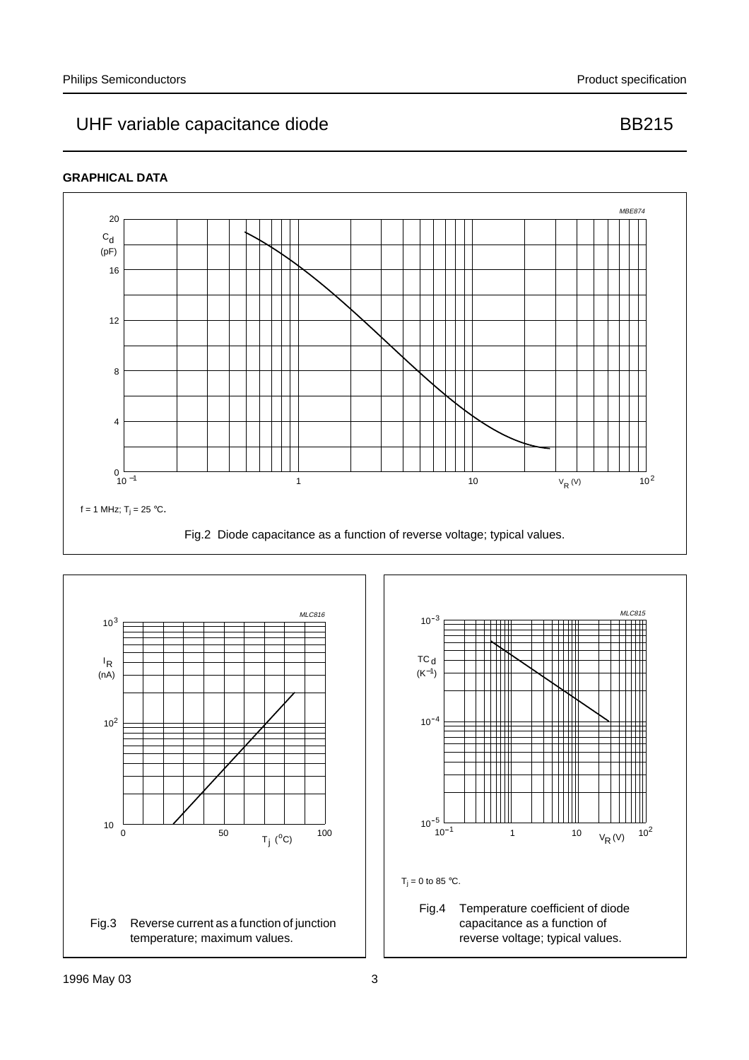## GRAPHICAL DATA

$f = 1$ MHz; $T_j = 25$ °C.

Fig.2 Diode capacitance as a function of reverse voltage; typical values.

Fig.3 Reverse current as a function of junction temperature; maximum values.

$T_j = 0$ to 85 °C.

Fig.4 Temperature coefficient of diode capacitance as a function of reverse voltage; typical values.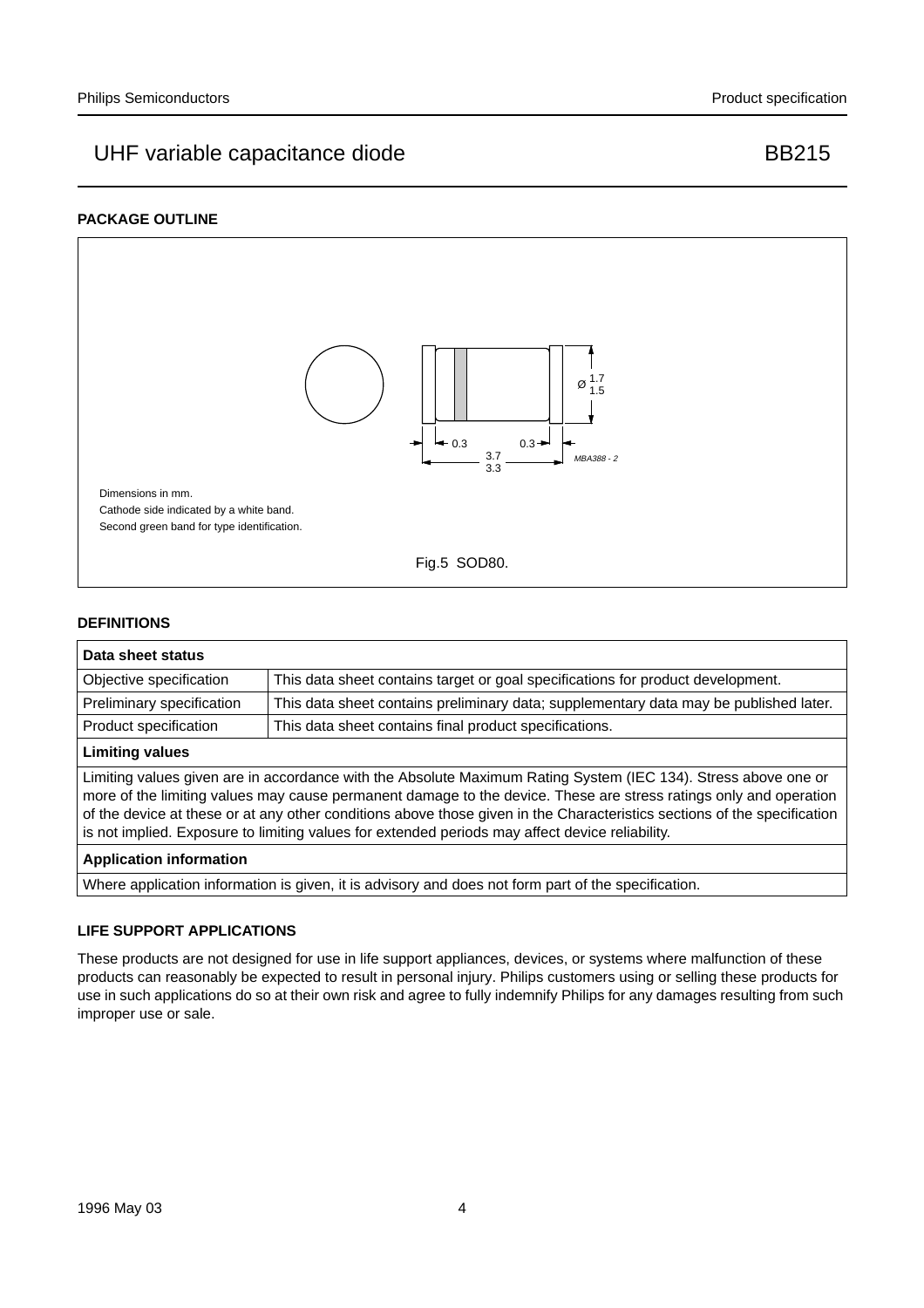## PACKAGE OUTLINE

Ø 1.7 1.5

0.3

0.3

3.7 3.3

MBA388 - 2

Dimensions in mm.

Cathode side indicated by a white band.

Second green band for type identification.

Fig.5 SOD80.

## DEFINITIONS

| | |
|---|---|
| **Data sheet status** | |
| Objective specification | This data sheet contains target or goal specifications for product development. |
| Preliminary specification | This data sheet contains preliminary data; supplementary data may be published later. |
| Product specification | This data sheet contains final product specifications. |
| **Limiting values** | |
| Limiting values given are in accordance with the Absolute Maximum Rating System (IEC 134). Stress above one or more of the limiting values may cause permanent damage to the device. These are stress ratings only and operation of the device at these or at any other conditions above those given in the Characteristics sections of the specification is not implied. Exposure to limiting values for extended periods may affect device reliability. | |
| **Application information** | |
| Where application information is given, it is advisory and does not form part of the specification. | |

## LIFE SUPPORT APPLICATIONS

These products are not designed for use in life support appliances, devices, or systems where malfunction of these products can reasonably be expected to result in personal injury. Philips customers using or selling these products for use in such applications do so at their own risk and agree to fully indemnify Philips for any damages resulting from such improper use or sale.